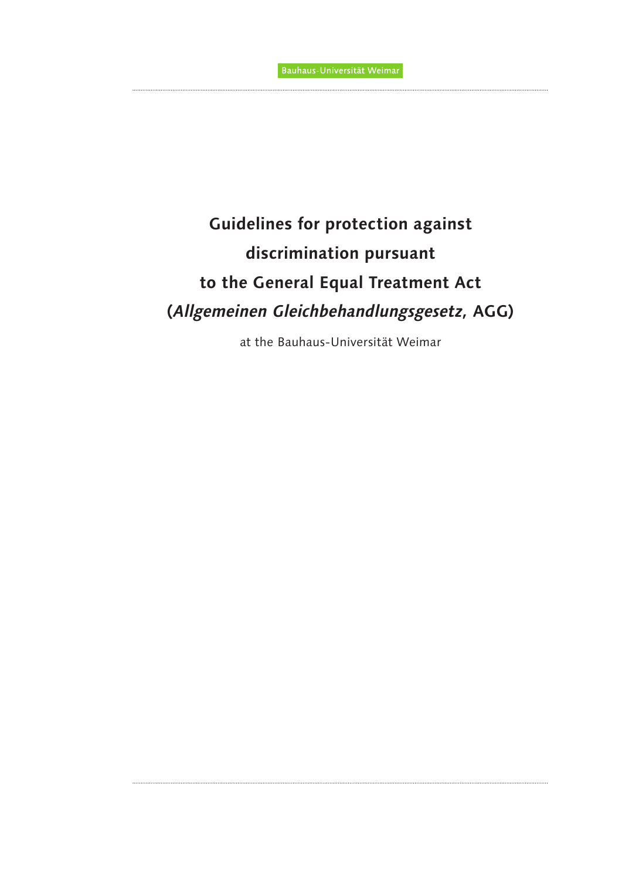Bauhaus-Universität Weimar

# Guidelines for protection against discrimination pursuant to the General Equal Treatment Act (*Allgemeinen Gleichbehandlungsgesetz*, AGG)

at the Bauhaus-Universität Weimar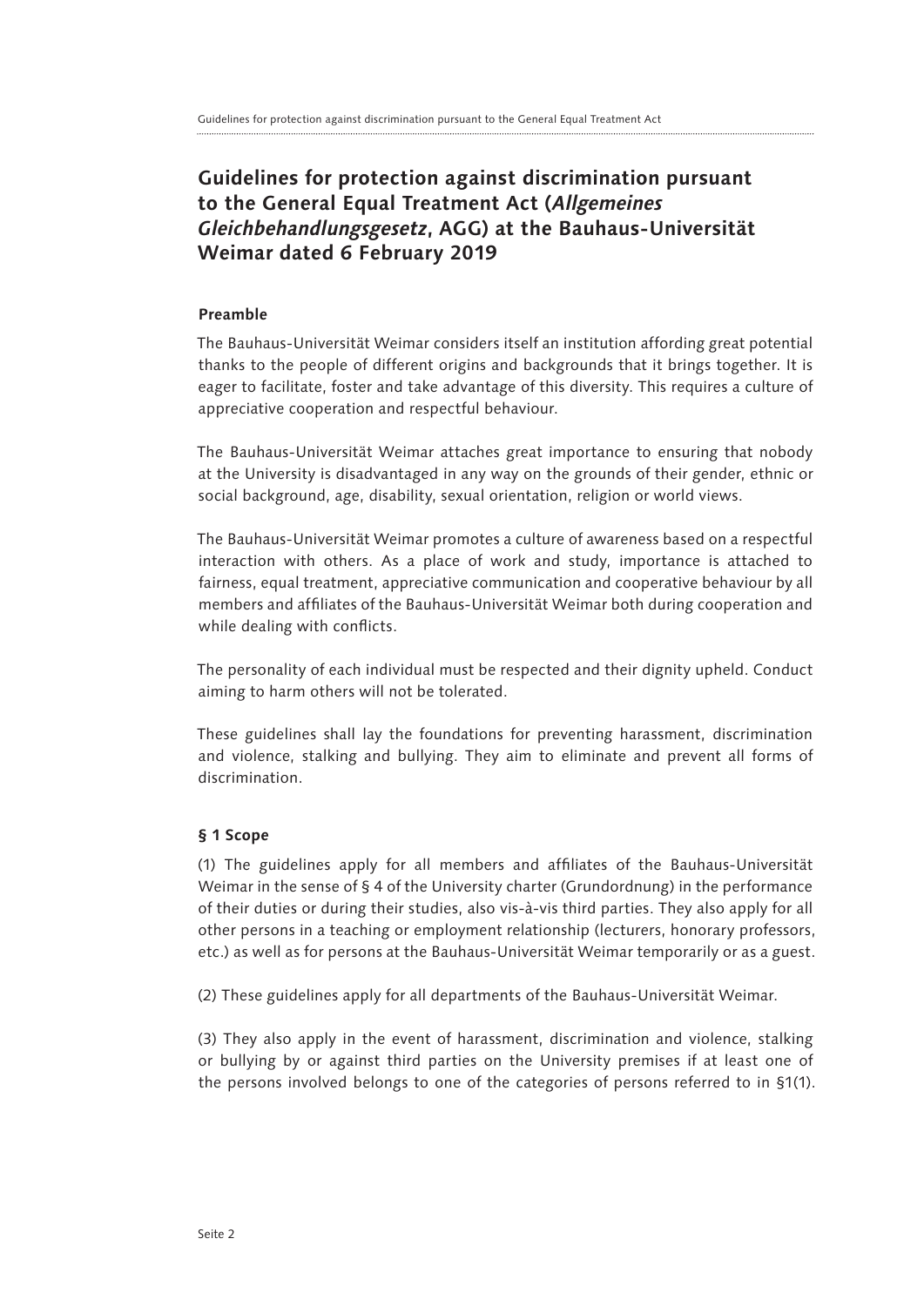# Guidelines for protection against discrimination pursuant to the General Equal Treatment Act (*Allgemeines Gleichbehandlungsgesetz*, AGG) at the Bauhaus-Universität Weimar dated 6 February 2019

### Preamble

The Bauhaus-Universität Weimar considers itself an institution affording great potential thanks to the people of different origins and backgrounds that it brings together. It is eager to facilitate, foster and take advantage of this diversity. This requires a culture of appreciative cooperation and respectful behaviour.

The Bauhaus-Universität Weimar attaches great importance to ensuring that nobody at the University is disadvantaged in any way on the grounds of their gender, ethnic or social background, age, disability, sexual orientation, religion or world views.

The Bauhaus-Universität Weimar promotes a culture of awareness based on a respectful interaction with others. As a place of work and study, importance is attached to fairness, equal treatment, appreciative communication and cooperative behaviour by all members and affiliates of the Bauhaus-Universität Weimar both during cooperation and while dealing with conflicts.

The personality of each individual must be respected and their dignity upheld. Conduct aiming to harm others will not be tolerated.

These guidelines shall lay the foundations for preventing harassment, discrimination and violence, stalking and bullying. They aim to eliminate and prevent all forms of discrimination.

### § 1 Scope

(1) The guidelines apply for all members and affiliates of the Bauhaus-Universität Weimar in the sense of § 4 of the University charter (Grundordnung) in the performance of their duties or during their studies, also vis-à-vis third parties. They also apply for all other persons in a teaching or employment relationship (lecturers, honorary professors, etc.) as well as for persons at the Bauhaus-Universität Weimar temporarily or as a guest.

(2) These guidelines apply for all departments of the Bauhaus-Universität Weimar.

(3) They also apply in the event of harassment, discrimination and violence, stalking or bullying by or against third parties on the University premises if at least one of the persons involved belongs to one of the categories of persons referred to in §1(1).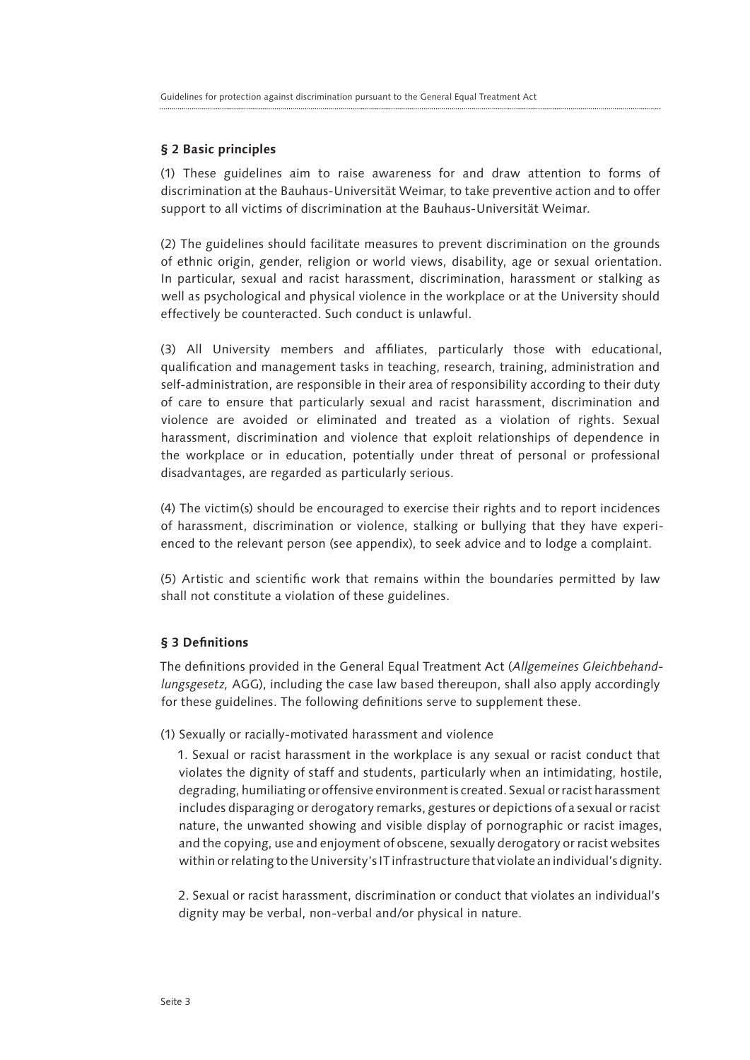## § 2 Basic principles

(1) These guidelines aim to raise awareness for and draw attention to forms of discrimination at the Bauhaus-Universität Weimar, to take preventive action and to offer support to all victims of discrimination at the Bauhaus-Universität Weimar.

(2) The guidelines should facilitate measures to prevent discrimination on the grounds of ethnic origin, gender, religion or world views, disability, age or sexual orientation. In particular, sexual and racist harassment, discrimination, harassment or stalking as well as psychological and physical violence in the workplace or at the University should effectively be counteracted. Such conduct is unlawful.

(3) All University members and affiliates, particularly those with educational, qualification and management tasks in teaching, research, training, administration and self-administration, are responsible in their area of responsibility according to their duty of care to ensure that particularly sexual and racist harassment, discrimination and violence are avoided or eliminated and treated as a violation of rights. Sexual harassment, discrimination and violence that exploit relationships of dependence in the workplace or in education, potentially under threat of personal or professional disadvantages, are regarded as particularly serious.

(4) The victim(s) should be encouraged to exercise their rights and to report incidences of harassment, discrimination or violence, stalking or bullying that they have experienced to the relevant person (see appendix), to seek advice and to lodge a complaint.

(5) Artistic and scientific work that remains within the boundaries permitted by law shall not constitute a violation of these guidelines.

## § 3 Definitions

The definitions provided in the General Equal Treatment Act (*Allgemeines Gleichbehandlungsgesetz,* AGG), including the case law based thereupon, shall also apply accordingly for these guidelines. The following definitions serve to supplement these.

(1) Sexually or racially-motivated harassment and violence

1. Sexual or racist harassment in the workplace is any sexual or racist conduct that violates the dignity of staff and students, particularly when an intimidating, hostile, degrading, humiliating or offensive environment is created. Sexual or racist harassment includes disparaging or derogatory remarks, gestures or depictions of a sexual or racist nature, the unwanted showing and visible display of pornographic or racist images, and the copying, use and enjoyment of obscene, sexually derogatory or racist websites within or relating to the University's IT infrastructure that violate an individual's dignity.

2. Sexual or racist harassment, discrimination or conduct that violates an individual's dignity may be verbal, non-verbal and/or physical in nature.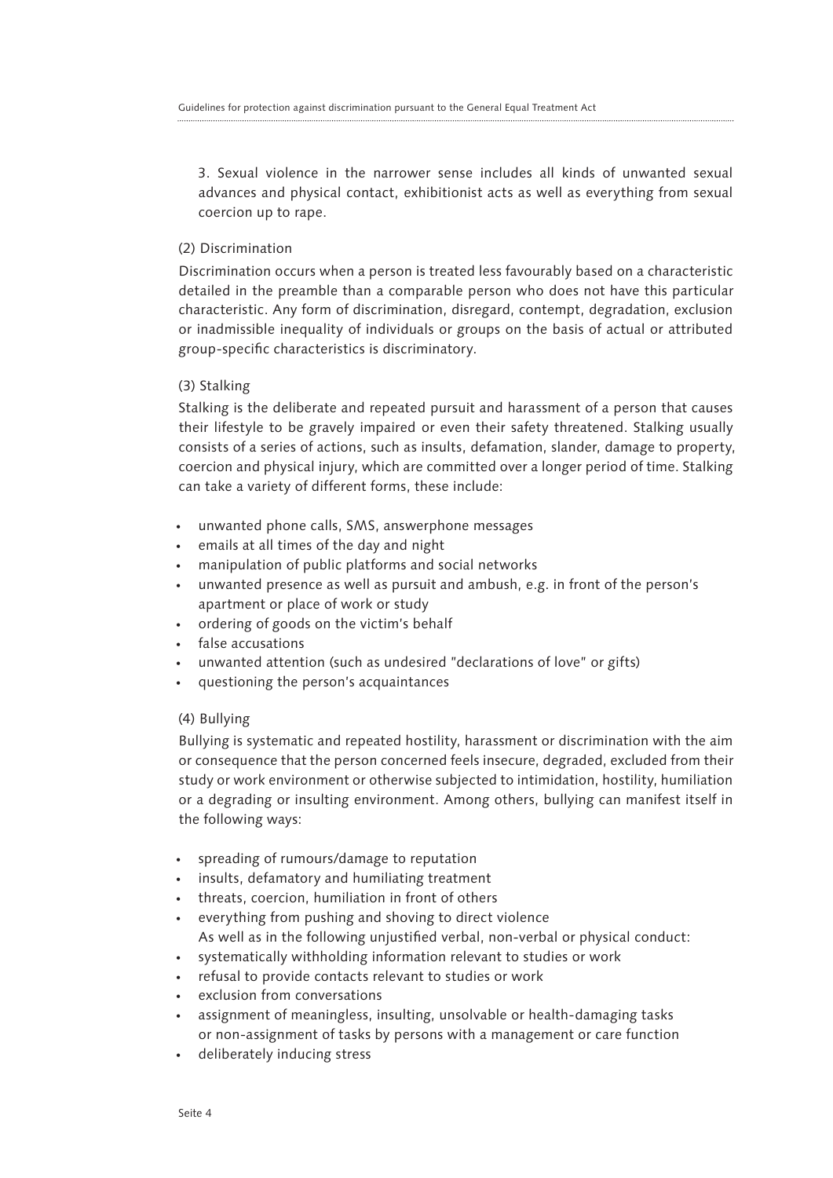3. Sexual violence in the narrower sense includes all kinds of unwanted sexual advances and physical contact, exhibitionist acts as well as everything from sexual coercion up to rape.

(2) Discrimination

Discrimination occurs when a person is treated less favourably based on a characteristic detailed in the preamble than a comparable person who does not have this particular characteristic. Any form of discrimination, disregard, contempt, degradation, exclusion or inadmissible inequality of individuals or groups on the basis of actual or attributed group-specific characteristics is discriminatory.

(3) Stalking

Stalking is the deliberate and repeated pursuit and harassment of a person that causes their lifestyle to be gravely impaired or even their safety threatened. Stalking usually consists of a series of actions, such as insults, defamation, slander, damage to property, coercion and physical injury, which are committed over a longer period of time. Stalking can take a variety of different forms, these include:

- unwanted phone calls, SMS, answerphone messages
- emails at all times of the day and night
- manipulation of public platforms and social networks
- unwanted presence as well as pursuit and ambush, e.g. in front of the person's apartment or place of work or study
- ordering of goods on the victim's behalf
- false accusations
- unwanted attention (such as undesired "declarations of love" or gifts)
- questioning the person's acquaintances

(4) Bullying

Bullying is systematic and repeated hostility, harassment or discrimination with the aim or consequence that the person concerned feels insecure, degraded, excluded from their study or work environment or otherwise subjected to intimidation, hostility, humiliation or a degrading or insulting environment. Among others, bullying can manifest itself in the following ways:

- spreading of rumours/damage to reputation
- insults, defamatory and humiliating treatment
- threats, coercion, humiliation in front of others
- everything from pushing and shoving to direct violence
  As well as in the following unjustified verbal, non-verbal or physical conduct:
- systematically withholding information relevant to studies or work
- refusal to provide contacts relevant to studies or work
- exclusion from conversations
- assignment of meaningless, insulting, unsolvable or health-damaging tasks or non-assignment of tasks by persons with a management or care function
- deliberately inducing stress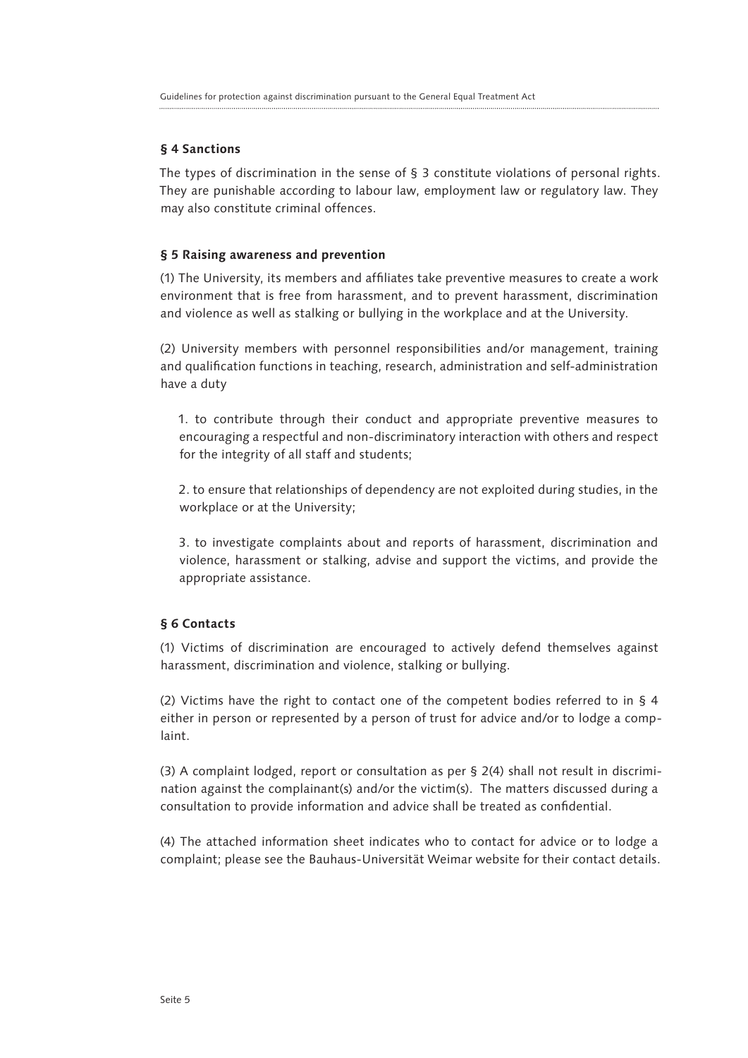### § 4 Sanctions

The types of discrimination in the sense of § 3 constitute violations of personal rights. They are punishable according to labour law, employment law or regulatory law. They may also constitute criminal offences.

### § 5 Raising awareness and prevention

(1) The University, its members and affiliates take preventive measures to create a work environment that is free from harassment, and to prevent harassment, discrimination and violence as well as stalking or bullying in the workplace and at the University.

(2) University members with personnel responsibilities and/or management, training and qualification functions in teaching, research, administration and self-administration have a duty

1. to contribute through their conduct and appropriate preventive measures to encouraging a respectful and non-discriminatory interaction with others and respect for the integrity of all staff and students;

2. to ensure that relationships of dependency are not exploited during studies, in the workplace or at the University;

3. to investigate complaints about and reports of harassment, discrimination and violence, harassment or stalking, advise and support the victims, and provide the appropriate assistance.

### § 6 Contacts

(1) Victims of discrimination are encouraged to actively defend themselves against harassment, discrimination and violence, stalking or bullying.

(2) Victims have the right to contact one of the competent bodies referred to in § 4 either in person or represented by a person of trust for advice and/or to lodge a complaint.

(3) A complaint lodged, report or consultation as per § 2(4) shall not result in discrimination against the complainant(s) and/or the victim(s). The matters discussed during a consultation to provide information and advice shall be treated as confidential.

(4) The attached information sheet indicates who to contact for advice or to lodge a complaint; please see the Bauhaus-Universität Weimar website for their contact details.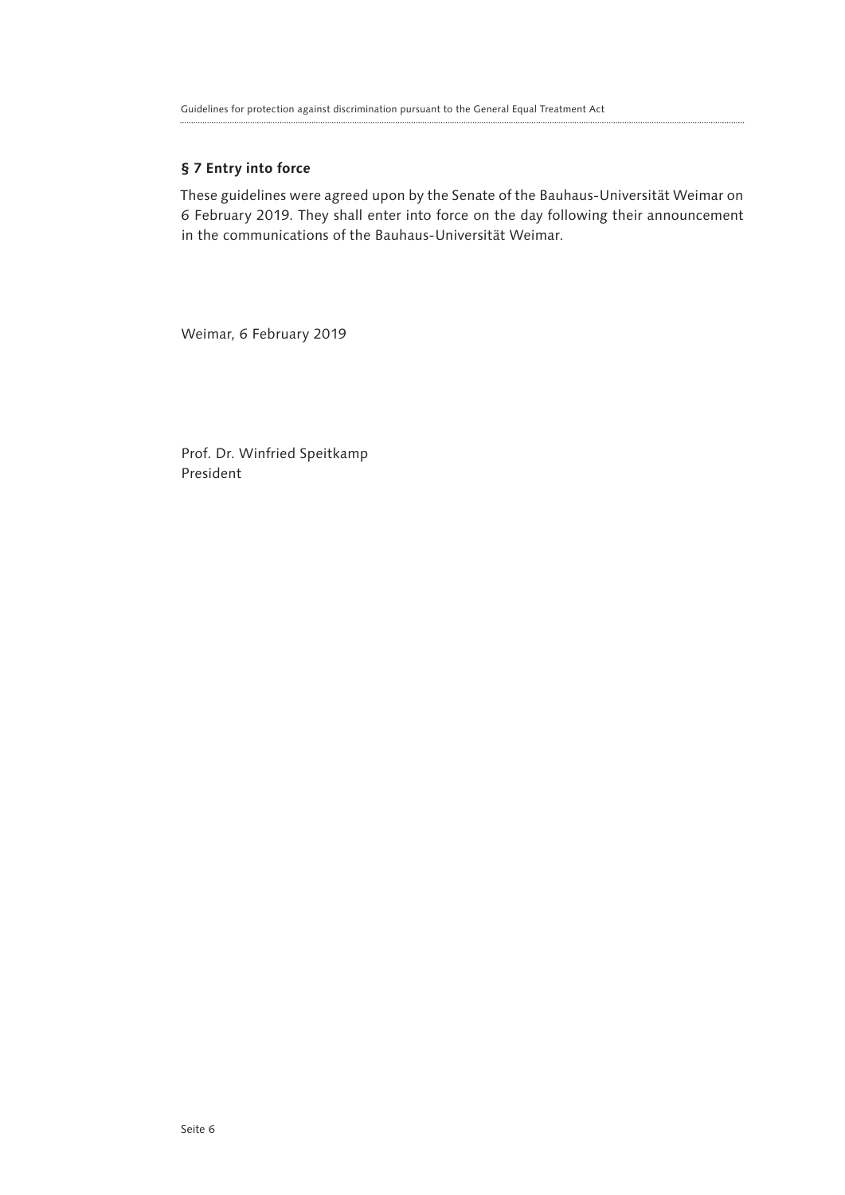### § 7 Entry into force

These guidelines were agreed upon by the Senate of the Bauhaus-Universität Weimar on 6 February 2019. They shall enter into force on the day following their announcement in the communications of the Bauhaus-Universität Weimar.

Weimar, 6 February 2019

Prof. Dr. Winfried Speitkamp
President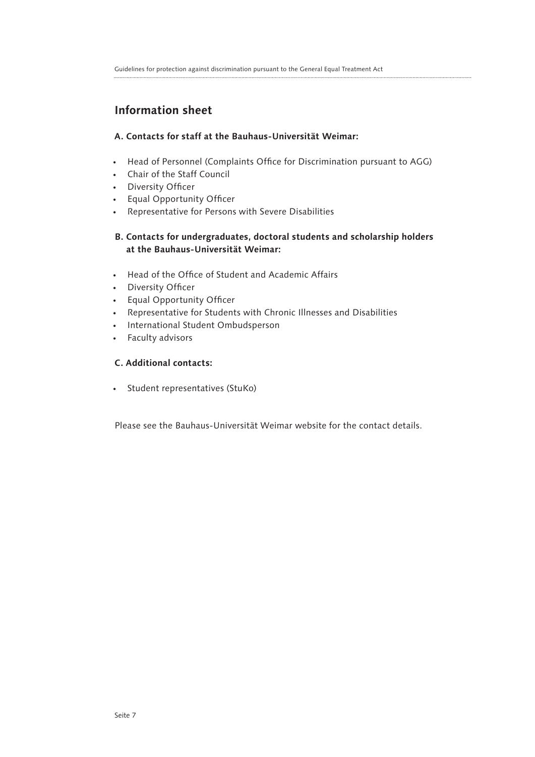## Information sheet

**A. Contacts for staff at the Bauhaus-Universität Weimar:**

- Head of Personnel (Complaints Office for Discrimination pursuant to AGG)
- Chair of the Staff Council
- Diversity Officer
- Equal Opportunity Officer
- Representative for Persons with Severe Disabilities

**B. Contacts for undergraduates, doctoral students and scholarship holders at the Bauhaus-Universität Weimar:**

- Head of the Office of Student and Academic Affairs
- Diversity Officer
- Equal Opportunity Officer
- Representative for Students with Chronic Illnesses and Disabilities
- International Student Ombudsperson
- Faculty advisors

**C. Additional contacts:**

- Student representatives (StuKo)

Please see the Bauhaus-Universität Weimar website for the contact details.